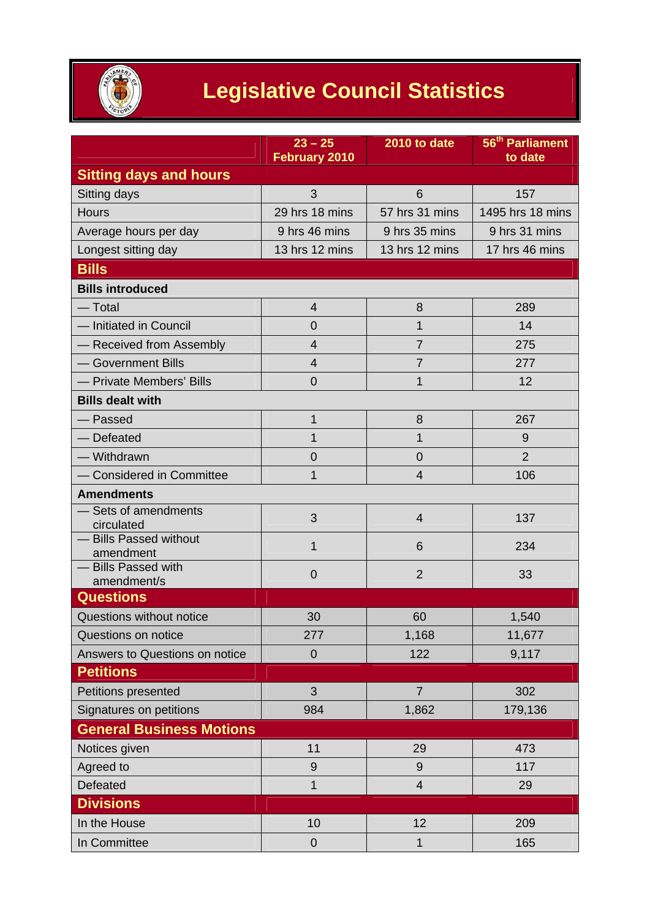# Legislative Council Statistics

| | 23 – 25 February 2010 | 2010 to date | 56th Parliament to date |
|---|---|---|---|
| **Sitting days and hours** | | | |
| Sitting days | 3 | 6 | 157 |
| Hours | 29 hrs 18 mins | 57 hrs 31 mins | 1495 hrs 18 mins |
| Average hours per day | 9 hrs 46 mins | 9 hrs 35 mins | 9 hrs 31 mins |
| Longest sitting day | 13 hrs 12 mins | 13 hrs 12 mins | 17 hrs 46 mins |
| **Bills** | | | |
| **Bills introduced** | | | |
| — Total | 4 | 8 | 289 |
| — Initiated in Council | 0 | 1 | 14 |
| — Received from Assembly | 4 | 7 | 275 |
| — Government Bills | 4 | 7 | 277 |
| — Private Members' Bills | 0 | 1 | 12 |
| **Bills dealt with** | | | |
| — Passed | 1 | 8 | 267 |
| — Defeated | 1 | 1 | 9 |
| — Withdrawn | 0 | 0 | 2 |
| — Considered in Committee | 1 | 4 | 106 |
| **Amendments** | | | |
| — Sets of amendments circulated | 3 | 4 | 137 |
| — Bills Passed without amendment | 1 | 6 | 234 |
| — Bills Passed with amendment/s | 0 | 2 | 33 |
| **Questions** | | | |
| Questions without notice | 30 | 60 | 1,540 |
| Questions on notice | 277 | 1,168 | 11,677 |
| Answers to Questions on notice | 0 | 122 | 9,117 |
| **Petitions** | | | |
| Petitions presented | 3 | 7 | 302 |
| Signatures on petitions | 984 | 1,862 | 179,136 |
| **General Business Motions** | | | |
| Notices given | 11 | 29 | 473 |
| Agreed to | 9 | 9 | 117 |
| Defeated | 1 | 4 | 29 |
| **Divisions** | | | |
| In the House | 10 | 12 | 209 |
| In Committee | 0 | 1 | 165 |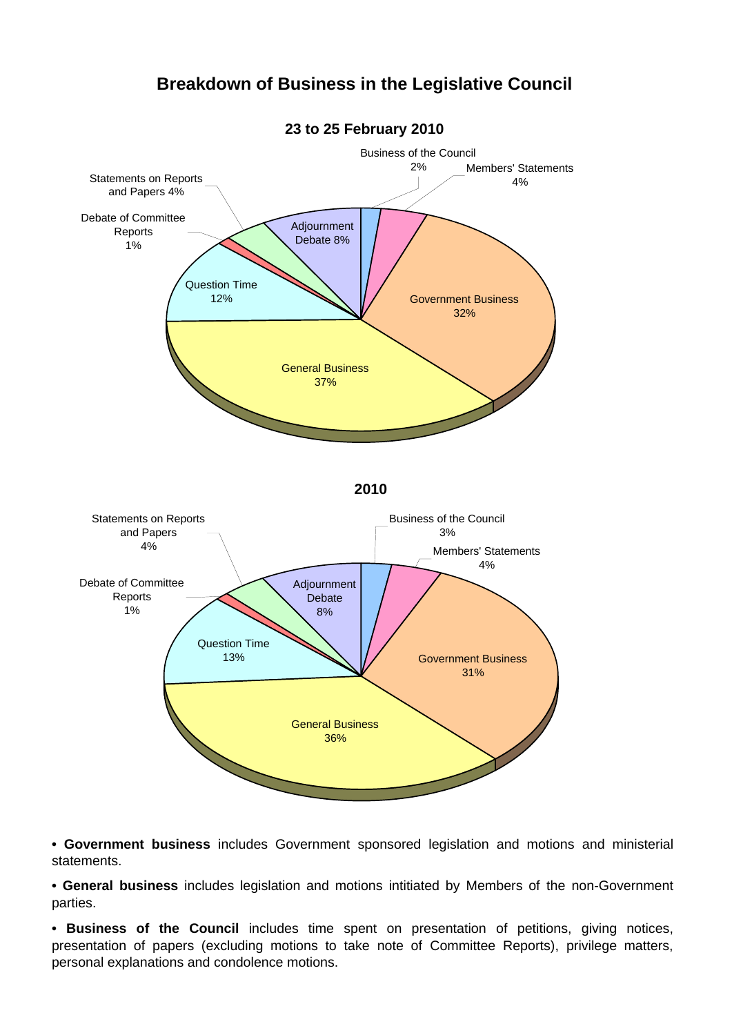# Breakdown of Business in the Legislative Council

## 23 to 25 February 2010

Business of the Council
2%

Members' Statements
4%

Government Business
32%

General Business
37%

Question Time
12%

Debate of Committee Reports
1%

Statements on Reports and Papers 4%

Adjournment Debate 8%

## 2010

Business of the Council
3%

Members' Statements
4%

Government Business
31%

General Business
36%

Question Time
13%

Debate of Committee Reports
1%

Statements on Reports and Papers
4%

Adjournment Debate
8%

- **Government business** includes Government sponsored legislation and motions and ministerial statements.
- **General business** includes legislation and motions intitiated by Members of the non-Government parties.
- **Business of the Council** includes time spent on presentation of petitions, giving notices, presentation of papers (excluding motions to take note of Committee Reports), privilege matters, personal explanations and condolence motions.